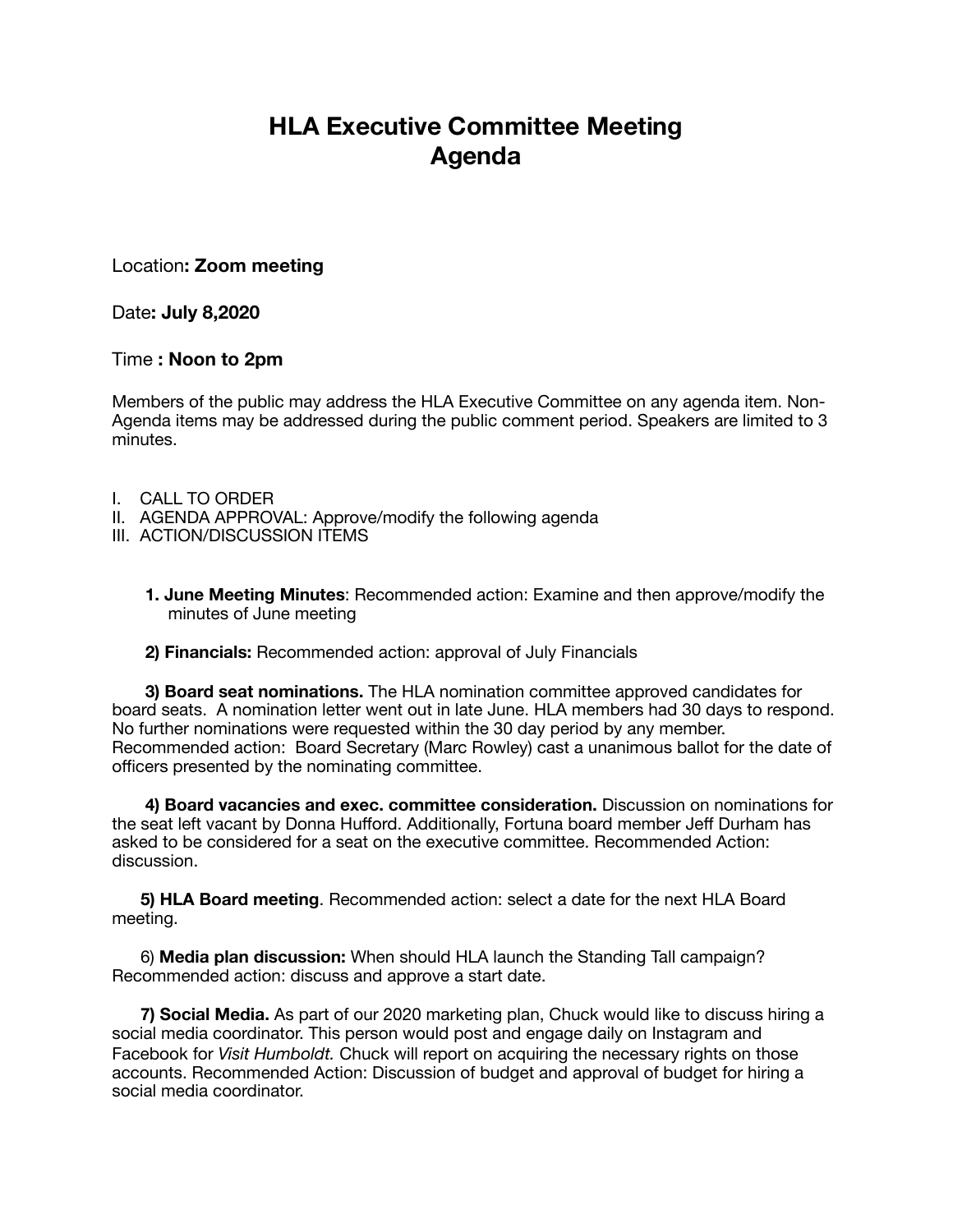# HLA Executive Committee Meeting
# Agenda

Location**: Zoom meeting**

Date**: July 8,2020**

Time **: Noon to 2pm**

Members of the public may address the HLA Executive Committee on any agenda item. Non-Agenda items may be addressed during the public comment period. Speakers are limited to 3 minutes.

I. CALL TO ORDER
II. AGENDA APPROVAL: Approve/modify the following agenda
III. ACTION/DISCUSSION ITEMS

**1. June Meeting Minutes**: Recommended action: Examine and then approve/modify the minutes of June meeting

**2) Financials:** Recommended action: approval of July Financials

**3) Board seat nominations.** The HLA nomination committee approved candidates for board seats. A nomination letter went out in late June. HLA members had 30 days to respond. No further nominations were requested within the 30 day period by any member. Recommended action: Board Secretary (Marc Rowley) cast a unanimous ballot for the date of officers presented by the nominating committee.

**4) Board vacancies and exec. committee consideration.** Discussion on nominations for the seat left vacant by Donna Hufford. Additionally, Fortuna board member Jeff Durham has asked to be considered for a seat on the executive committee. Recommended Action: discussion.

**5) HLA Board meeting**. Recommended action: select a date for the next HLA Board meeting.

6) **Media plan discussion:** When should HLA launch the Standing Tall campaign? Recommended action: discuss and approve a start date.

**7) Social Media.** As part of our 2020 marketing plan, Chuck would like to discuss hiring a social media coordinator. This person would post and engage daily on Instagram and Facebook for *Visit Humboldt.* Chuck will report on acquiring the necessary rights on those accounts. Recommended Action: Discussion of budget and approval of budget for hiring a social media coordinator.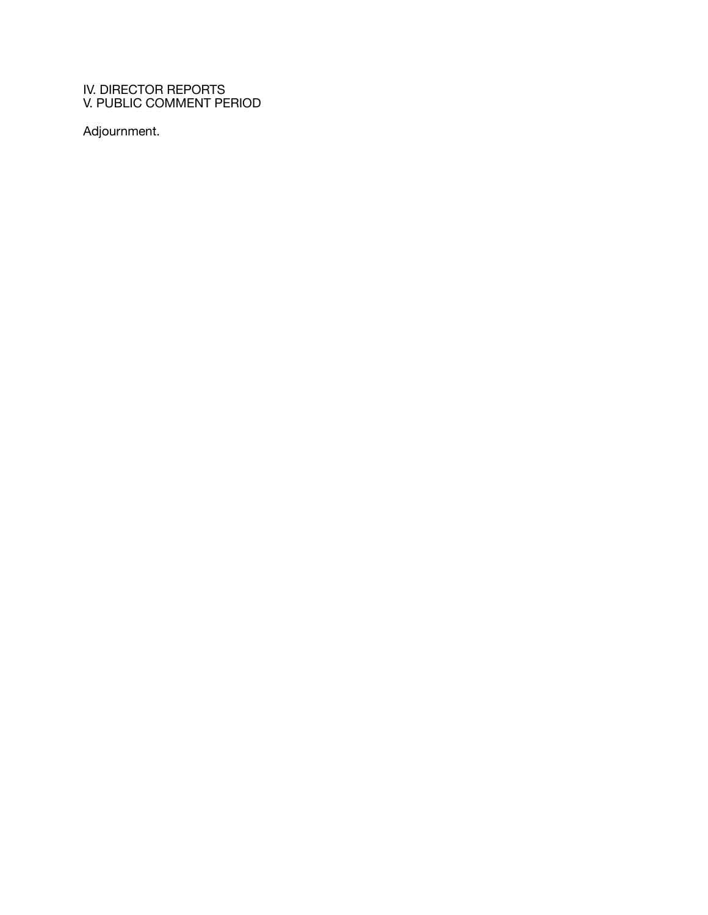IV. DIRECTOR REPORTS
V. PUBLIC COMMENT PERIOD

Adjournment.